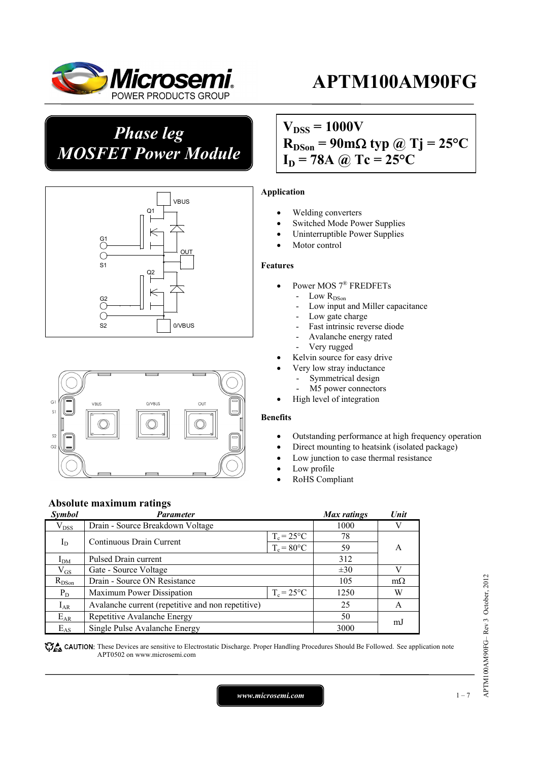# APTM100AM90FG

## *Phase leg MOSFET Power Module*

$V_{DSS}$ = 1000V
$R_{DSon}$ = 90mΩ typ @ Tj = 25°C
$I_D$ = 78A @ Tc = 25°C

### Application

- Welding converters
- Switched Mode Power Supplies
- Uninterruptible Power Supplies
- Motor control

### Features

- Power MOS 7® FREDFETs
  - Low $R_{DSon}$
  - Low input and Miller capacitance
  - Low gate charge
  - Fast intrinsic reverse diode
  - Avalanche energy rated
  - Very rugged
- Kelvin source for easy drive
- Very low stray inductance
  - Symmetrical design
  - M5 power connectors
- High level of integration

### Benefits

- Outstanding performance at high frequency operation
- Direct mounting to heatsink (isolated package)
- Low junction to case thermal resistance
- Low profile
- RoHS Compliant

## Absolute maximum ratings

| Symbol | Parameter | | Max ratings | Unit |
|---|---|---|---|---|
| $V_{DSS}$ | Drain - Source Breakdown Voltage | | 1000 | V |
| $I_D$ | Continuous Drain Current | $T_c$ = 25°C | 78 | A |
| | | $T_c$ = 80°C | 59 | |
| $I_{DM}$ | Pulsed Drain current | | 312 | |
| $V_{GS}$ | Gate - Source Voltage | | ±30 | V |
| $R_{DSon}$ | Drain - Source ON Resistance | | 105 | mΩ |
| $P_D$ | Maximum Power Dissipation | $T_c$ = 25°C | 1250 | W |
| $I_{AR}$ | Avalanche current (repetitive and non repetitive) | | 25 | A |
| $E_{AR}$ | Repetitive Avalanche Energy | | 50 | mJ |
| $E_{AS}$ | Single Pulse Avalanche Energy | | 3000 | |

CAUTION: These Devices are sensitive to Electrostatic Discharge. Proper Handling Procedures Should Be Followed. See application note APT0502 on www.microsemi.com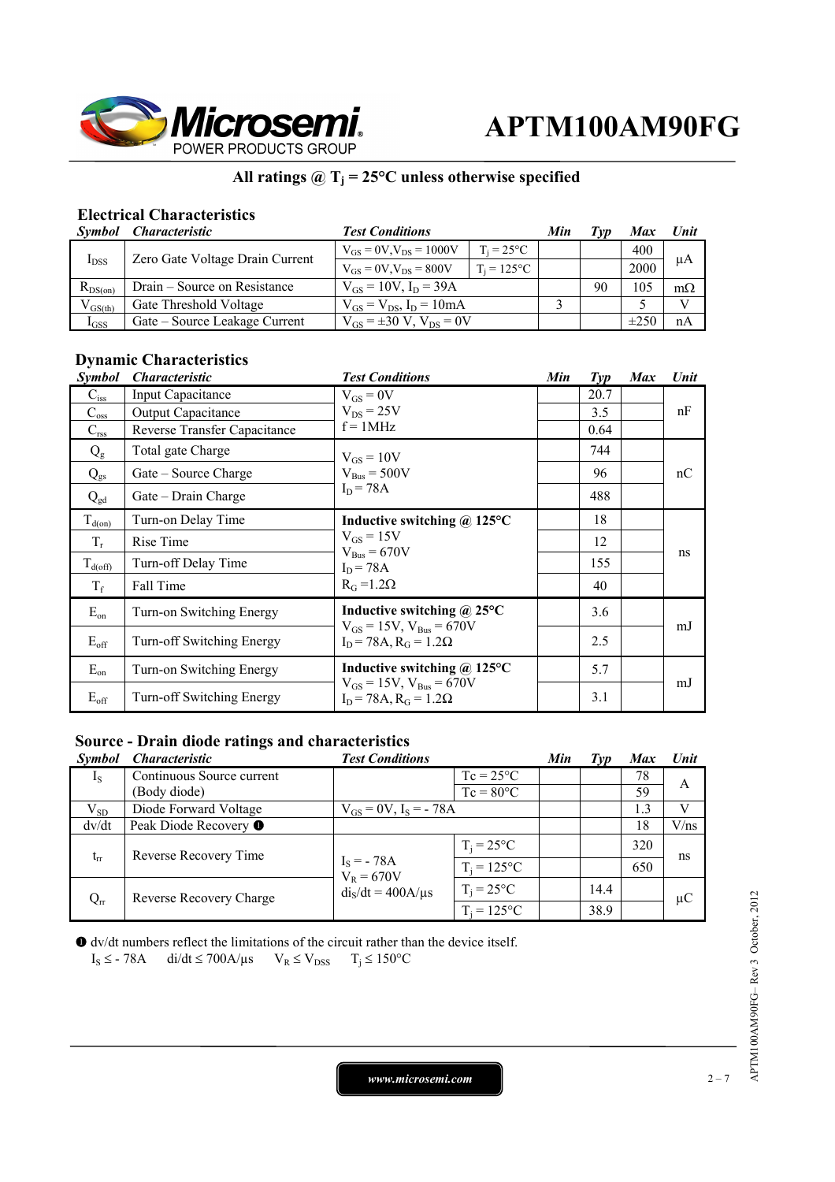## All ratings @ $T_j$ = 25°C unless otherwise specified

### Electrical Characteristics

| *Symbol* | *Characteristic* | *Test Conditions* | | *Min* | *Typ* | *Max* | *Unit* |
|---|---|---|---|---|---|---|---|
| $I_{DSS}$ | Zero Gate Voltage Drain Current | $V_{GS}$ = 0V,$V_{DS}$ = 1000V | $T_j$ = 25°C | | | 400 | µA |
| | | $V_{GS}$ = 0V,$V_{DS}$ = 800V | $T_j$ = 125°C | | | 2000 | |
| $R_{DS(on)}$ | Drain – Source on Resistance | $V_{GS}$ = 10V, $I_D$ = 39A | | | 90 | 105 | mΩ |
| $V_{GS(th)}$ | Gate Threshold Voltage | $V_{GS}$ = $V_{DS}$, $I_D$ = 10mA | | 3 | | 5 | V |
| $I_{GSS}$ | Gate – Source Leakage Current | $V_{GS}$ = ±30 V, $V_{DS}$ = 0V | | | | ±250 | nA |

### Dynamic Characteristics

| *Symbol* | *Characteristic* | *Test Conditions* | *Min* | *Typ* | *Max* | *Unit* |
|---|---|---|---|---|---|---|
| $C_{iss}$ | Input Capacitance | $V_{GS}$ = 0V<br>$V_{DS}$ = 25V<br>f = 1MHz | | 20.7 | | nF |
| $C_{oss}$ | Output Capacitance | | | 3.5 | | |
| $C_{rss}$ | Reverse Transfer Capacitance | | | 0.64 | | |
| $Q_g$ | Total gate Charge | $V_{GS}$ = 10V<br>$V_{Bus}$ = 500V<br>$I_D$ = 78A | | 744 | | nC |
| $Q_{gs}$ | Gate – Source Charge | | | 96 | | |
| $Q_{gd}$ | Gate – Drain Charge | | | 488 | | |
| $T_{d(on)}$ | Turn-on Delay Time | **Inductive switching @ 125°C**<br>$V_{GS}$ = 15V<br>$V_{Bus}$ = 670V<br>$I_D$ = 78A<br>$R_G$ =1.2Ω | | 18 | | ns |
| $T_r$ | Rise Time | | | 12 | | |
| $T_{d(off)}$ | Turn-off Delay Time | | | 155 | | |
| $T_f$ | Fall Time | | | 40 | | |
| $E_{on}$ | Turn-on Switching Energy | **Inductive switching @ 25°C**<br>$V_{GS}$ = 15V, $V_{Bus}$ = 670V<br>$I_D$ = 78A, $R_G$ = 1.2Ω | | 3.6 | | mJ |
| $E_{off}$ | Turn-off Switching Energy | | | 2.5 | | |
| $E_{on}$ | Turn-on Switching Energy | **Inductive switching @ 125°C**<br>$V_{GS}$ = 15V, $V_{Bus}$ = 670V<br>$I_D$ = 78A, $R_G$ = 1.2Ω | | 5.7 | | mJ |
| $E_{off}$ | Turn-off Switching Energy | | | 3.1 | | |

### Source - Drain diode ratings and characteristics

| *Symbol* | *Characteristic* | *Test Conditions* | | *Min* | *Typ* | *Max* | *Unit* |
|---|---|---|---|---|---|---|---|
| $I_S$ | Continuous Source current<br>(Body diode) | | Tc = 25°C | | | 78 | A |
| | | | Tc = 80°C | | | 59 | |
| $V_{SD}$ | Diode Forward Voltage | $V_{GS}$ = 0V, $I_S$ = - 78A | | | | 1.3 | V |
| dv/dt | Peak Diode Recovery ❶ | | | | | 18 | V/ns |
| $t_{rr}$ | Reverse Recovery Time | $I_S$ = - 78A<br>$V_R$ = 670V<br>$di_S/dt$ = 400A/µs | $T_j$ = 25°C | | | 320 | ns |
| | | | $T_j$ = 125°C | | | 650 | |
| $Q_{rr}$ | Reverse Recovery Charge | | $T_j$ = 25°C | | 14.4 | | µC |
| | | | $T_j$ = 125°C | | 38.9 | | |

❶ dv/dt numbers reflect the limitations of the circuit rather than the device itself.
$I_S \leq$ - 78A  di/dt ≤ 700A/µs  $V_R \leq V_{DSS}$  $T_j \leq$ 150°C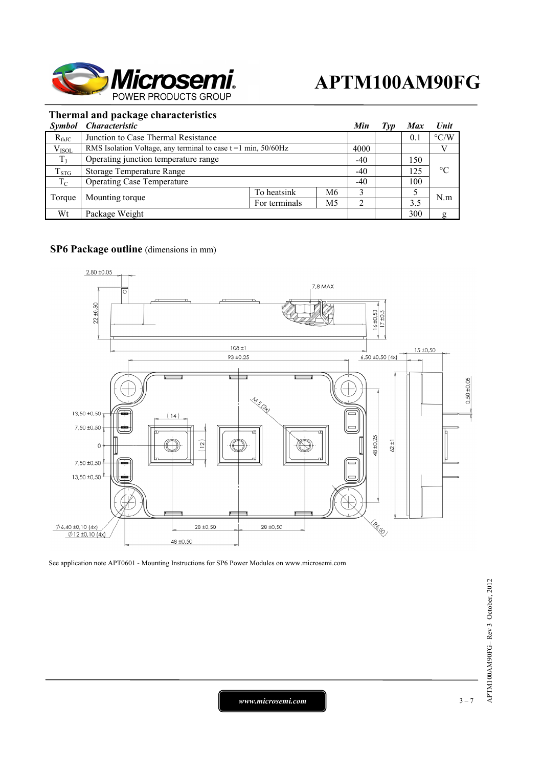## Thermal and package characteristics

| *Symbol* | *Characteristic* | | | *Min* | *Typ* | *Max* | *Unit* |
|---|---|---|---|---|---|---|---|
| $R_{thJC}$ | Junction to Case Thermal Resistance | | | | | 0.1 | °C/W |
| $V_{ISOL}$ | RMS Isolation Voltage, any terminal to case t =1 min, 50/60Hz | | | 4000 | | | V |
| $T_J$ | Operating junction temperature range | | | -40 | | 150 | °C |
| $T_{STG}$ | Storage Temperature Range | | | -40 | | 125 | |
| $T_C$ | Operating Case Temperature | | | -40 | | 100 | |
| Torque | Mounting torque | To heatsink | M6 | 3 | | 5 | N.m |
| | | For terminals | M5 | 2 | | 3.5 | |
| Wt | Package Weight | | | | | 300 | g |

## SP6 Package outline (dimensions in mm)

See application note APT0601 - Mounting Instructions for SP6 Power Modules on www.microsemi.com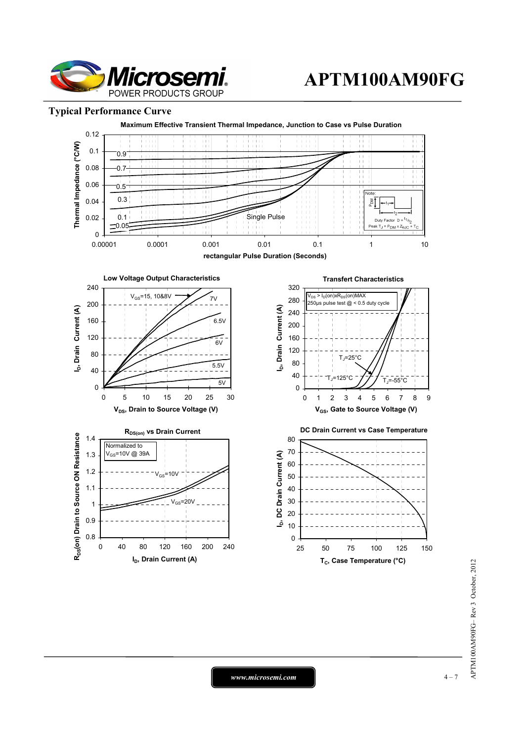## Typical Performance Curve

**Maximum Effective Transient Thermal Impedance, Junction to Case vs Pulse Duration**

Thermal Impedance (°C/W)

0.12, 0.1, 0.08, 0.06, 0.04, 0.02, 0

0.9, 0.7, 0.5, 0.3, 0.1, 0.05, Single Pulse

Note: Duty Factor $D = t_1/t_2$; Peak $T_J = P_{DM} \times Z_{\theta JC} + T_C$

0.00001, 0.0001, 0.001, 0.01, 0.1, 1, 10

rectangular Pulse Duration (Seconds)

**Low Voltage Output Characteristics**

$I_D$, Drain Current (A)

$V_{GS}$=15, 10&8V; 7V; 6.5V; 6V; 5.5V; 5V

$V_{DS}$, Drain to Source Voltage (V)

**Transfert Characteristics**

$V_{DS} > I_D(on) \times R_{DS}(on)MAX$
250µs pulse test @ < 0.5 duty cycle

$T_J$=25°C; $T_J$=125°C; $T_J$=-55°C

$I_D$, Drain Current (A)

$V_{GS}$, Gate to Source Voltage (V)

**$R_{DS(on)}$ vs Drain Current**

Normalized to $V_{GS}$=10V @ 39A

$V_{GS}$=10V; $V_{GS}$=20V

$R_{DS}$(on) Drain to Source ON Resistance

$I_D$, Drain Current (A)

**DC Drain Current vs Case Temperature**

$I_D$, DC Drain Current (A)

$T_C$, Case Temperature (°C)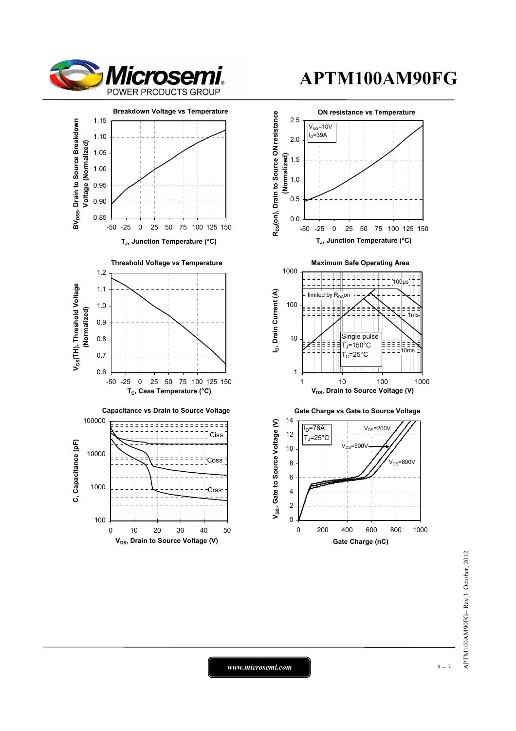# APTM100AM90FG

### Breakdown Voltage vs Temperature

$BV_{DSS}$, Drain to Source Breakdown Voltage (Normalized)

1.15, 1.10, 1.05, 1.00, 0.95, 0.90, 0.85

-50 -25 0 25 50 75 100 125 150

$T_J$, Junction Temperature (°C)

### ON resistance vs Temperature

$R_{DS}$(on), Drain to Source ON resistance (Normalized)

$V_{GS}$=10V
$I_D$=39A

2.5, 2.0, 1.5, 1.0, 0.5, 0.0

-50 -25 0 25 50 75 100 125 150

$T_J$, Junction Temperature (°C)

### Threshold Voltage vs Temperature

$V_{GS}$(TH), Threshold Voltage (Normalized)

1.2, 1.1, 1.0, 0.9, 0.8, 0.7, 0.6

-50 -25 0 25 50 75 100 125 150

$T_C$, Case Temperature (°C)

### Maximum Safe Operating Area

$I_D$, Drain Current (A)

1000, 100, 10, 1

limited by $R_{DS}$on

100µs
1ms
10ms

Single pulse
$T_J$=150°C
$T_C$=25°C

1 10 100 1000

$V_{DS}$, Drain to Source Voltage (V)

### Capacitance vs Drain to Source Voltage

C, Capacitance (pF)

100000, 10000, 1000, 100

Ciss
Coss
Crss

0 10 20 30 40 50

$V_{DS}$, Drain to Source Voltage (V)

### Gate Charge vs Gate to Source Voltage

$V_{GS}$, Gate to Source Voltage (V)

$I_D$=78A
$T_J$=25°C

$V_{DS}$=200V
$V_{DS}$=500V
$V_{DS}$=800V

14, 12, 10, 8, 6, 4, 2, 0

0 200 400 600 800 1000

Gate Charge (nC)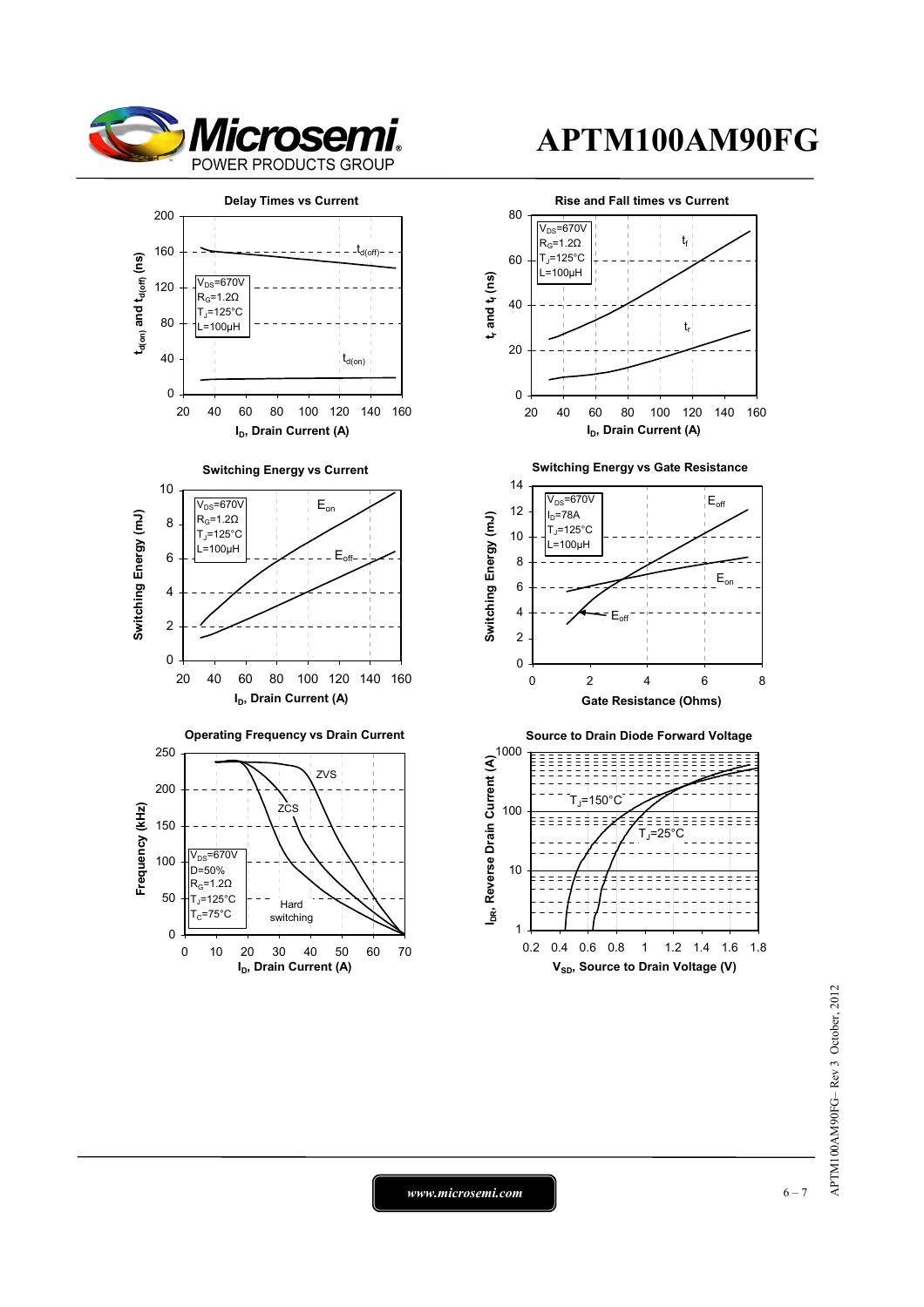# APTM100AM90FG

**Delay Times vs Current**

$V_{DS}$=670V, $R_G$=1.2Ω, $T_J$=125°C, L=100µH

$t_{d(on)}$ and $t_{d(off)}$ (ns) vs $I_D$, Drain Current (A)

**Rise and Fall times vs Current**

$V_{DS}$=670V, $R_G$=1.2Ω, $T_J$=125°C, L=100µH

$t_r$ and $t_f$ (ns) vs $I_D$, Drain Current (A)

**Switching Energy vs Current**

$V_{DS}$=670V, $R_G$=1.2Ω, $T_J$=125°C, L=100µH

Switching Energy (mJ) vs $I_D$, Drain Current (A)

**Switching Energy vs Gate Resistance**

$V_{DS}$=670V, $I_D$=78A, $T_J$=125°C, L=100µH

Switching Energy (mJ) vs Gate Resistance (Ohms)

**Operating Frequency vs Drain Current**

$V_{DS}$=670V, D=50%, $R_G$=1.2Ω, $T_J$=125°C, $T_C$=75°C

Frequency (kHz) vs $I_D$, Drain Current (A) — ZVS, ZCS, Hard switching

**Source to Drain Diode Forward Voltage**

$T_J$=150°C, $T_J$=25°C

$I_{DR}$, Reverse Drain Current (A) vs $V_{SD}$, Source to Drain Voltage (V)

www.microsemi.com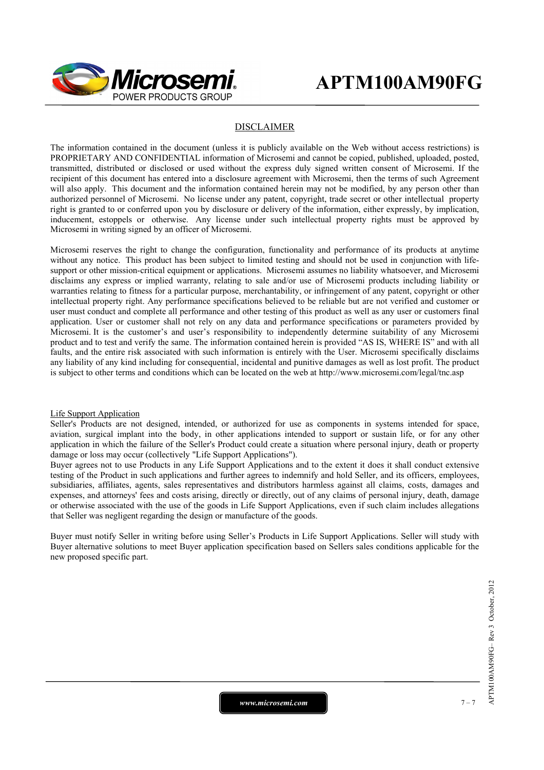## DISCLAIMER

The information contained in the document (unless it is publicly available on the Web without access restrictions) is PROPRIETARY AND CONFIDENTIAL information of Microsemi and cannot be copied, published, uploaded, posted, transmitted, distributed or disclosed or used without the express duly signed written consent of Microsemi. If the recipient of this document has entered into a disclosure agreement with Microsemi, then the terms of such Agreement will also apply. This document and the information contained herein may not be modified, by any person other than authorized personnel of Microsemi. No license under any patent, copyright, trade secret or other intellectual property right is granted to or conferred upon you by disclosure or delivery of the information, either expressly, by implication, inducement, estoppels or otherwise. Any license under such intellectual property rights must be approved by Microsemi in writing signed by an officer of Microsemi.

Microsemi reserves the right to change the configuration, functionality and performance of its products at anytime without any notice. This product has been subject to limited testing and should not be used in conjunction with life-support or other mission-critical equipment or applications. Microsemi assumes no liability whatsoever, and Microsemi disclaims any express or implied warranty, relating to sale and/or use of Microsemi products including liability or warranties relating to fitness for a particular purpose, merchantability, or infringement of any patent, copyright or other intellectual property right. Any performance specifications believed to be reliable but are not verified and customer or user must conduct and complete all performance and other testing of this product as well as any user or customers final application. User or customer shall not rely on any data and performance specifications or parameters provided by Microsemi. It is the customer's and user's responsibility to independently determine suitability of any Microsemi product and to test and verify the same. The information contained herein is provided "AS IS, WHERE IS" and with all faults, and the entire risk associated with such information is entirely with the User. Microsemi specifically disclaims any liability of any kind including for consequential, incidental and punitive damages as well as lost profit. The product is subject to other terms and conditions which can be located on the web at http://www.microsemi.com/legal/tnc.asp

### Life Support Application

Seller's Products are not designed, intended, or authorized for use as components in systems intended for space, aviation, surgical implant into the body, in other applications intended to support or sustain life, or for any other application in which the failure of the Seller's Product could create a situation where personal injury, death or property damage or loss may occur (collectively "Life Support Applications").

Buyer agrees not to use Products in any Life Support Applications and to the extent it does it shall conduct extensive testing of the Product in such applications and further agrees to indemnify and hold Seller, and its officers, employees, subsidiaries, affiliates, agents, sales representatives and distributors harmless against all claims, costs, damages and expenses, and attorneys' fees and costs arising, directly or directly, out of any claims of personal injury, death, damage or otherwise associated with the use of the goods in Life Support Applications, even if such claim includes allegations that Seller was negligent regarding the design or manufacture of the goods.

Buyer must notify Seller in writing before using Seller's Products in Life Support Applications. Seller will study with Buyer alternative solutions to meet Buyer application specification based on Sellers sales conditions applicable for the new proposed specific part.